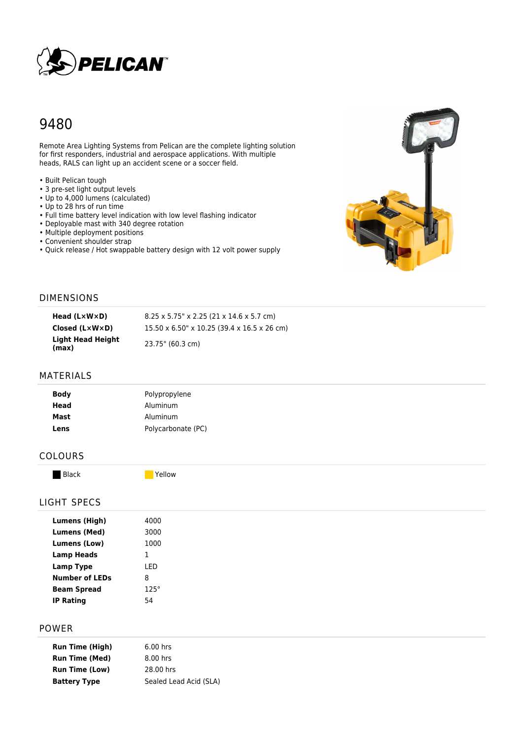# 9480

Remote Area Lighting Systems from Pelican are the complete lighting solution for first responders, industrial and aerospace applications. With multiple heads, RALS can light up an accident scene or a soccer field.

- Built Pelican tough
- 3 pre-set light output levels
- Up to 4,000 lumens (calculated)
- Up to 28 hrs of run time
- Full time battery level indication with low level flashing indicator
- Deployable mast with 340 degree rotation
- Multiple deployment positions
- Convenient shoulder strap
- Quick release / Hot swappable battery design with 12 volt power supply

## DIMENSIONS

| | |
|---|---|
| **Head (L×W×D)** | 8.25 x 5.75" x 2.25 (21 x 14.6 x 5.7 cm) |
| **Closed (L×W×D)** | 15.50 x 6.50" x 10.25 (39.4 x 16.5 x 26 cm) |
| **Light Head Height (max)** | 23.75" (60.3 cm) |

## MATERIALS

| | |
|---|---|
| **Body** | Polypropylene |
| **Head** | Aluminum |
| **Mast** | Aluminum |
| **Lens** | Polycarbonate (PC) |

## COLOURS

Black Yellow

## LIGHT SPECS

| | |
|---|---|
| **Lumens (High)** | 4000 |
| **Lumens (Med)** | 3000 |
| **Lumens (Low)** | 1000 |
| **Lamp Heads** | 1 |
| **Lamp Type** | LED |
| **Number of LEDs** | 8 |
| **Beam Spread** | 125° |
| **IP Rating** | 54 |

## POWER

| | |
|---|---|
| **Run Time (High)** | 6.00 hrs |
| **Run Time (Med)** | 8.00 hrs |
| **Run Time (Low)** | 28.00 hrs |
| **Battery Type** | Sealed Lead Acid (SLA) |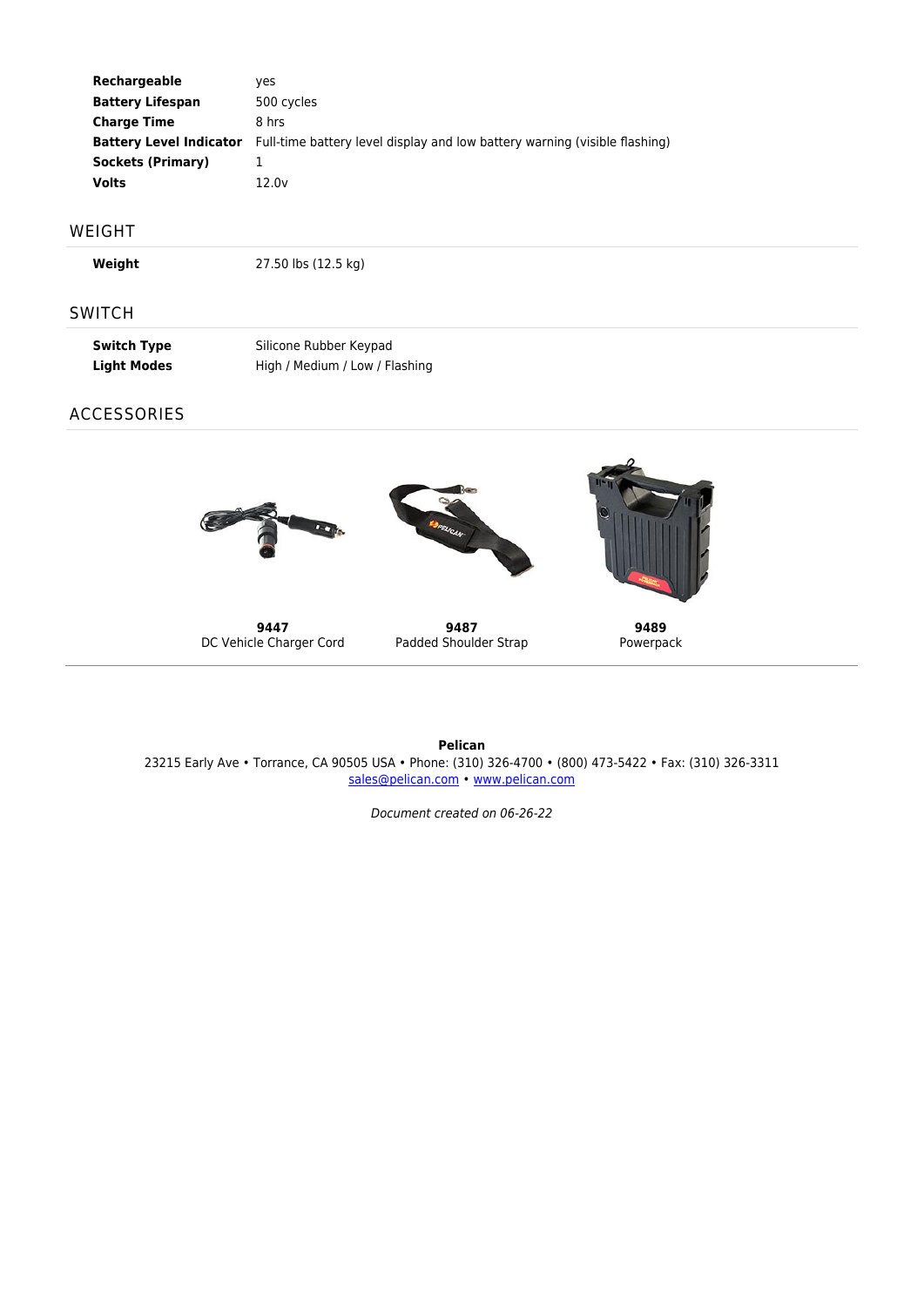| | |
|---|---|
| **Rechargeable** | yes |
| **Battery Lifespan** | 500 cycles |
| **Charge Time** | 8 hrs |
| **Battery Level Indicator** | Full-time battery level display and low battery warning (visible flashing) |
| **Sockets (Primary)** | 1 |
| **Volts** | 12.0v |

## WEIGHT

| | |
|---|---|
| **Weight** | 27.50 lbs (12.5 kg) |

## SWITCH

| | |
|---|---|
| **Switch Type** | Silicone Rubber Keypad |
| **Light Modes** | High / Medium / Low / Flashing |

## ACCESSORIES

**9447**
DC Vehicle Charger Cord

**9487**
Padded Shoulder Strap

**9489**
Powerpack

**Pelican**
23215 Early Ave • Torrance, CA 90505 USA • Phone: (310) 326-4700 • (800) 473-5422 • Fax: (310) 326-3311
sales@pelican.com • www.pelican.com

*Document created on 06-26-22*